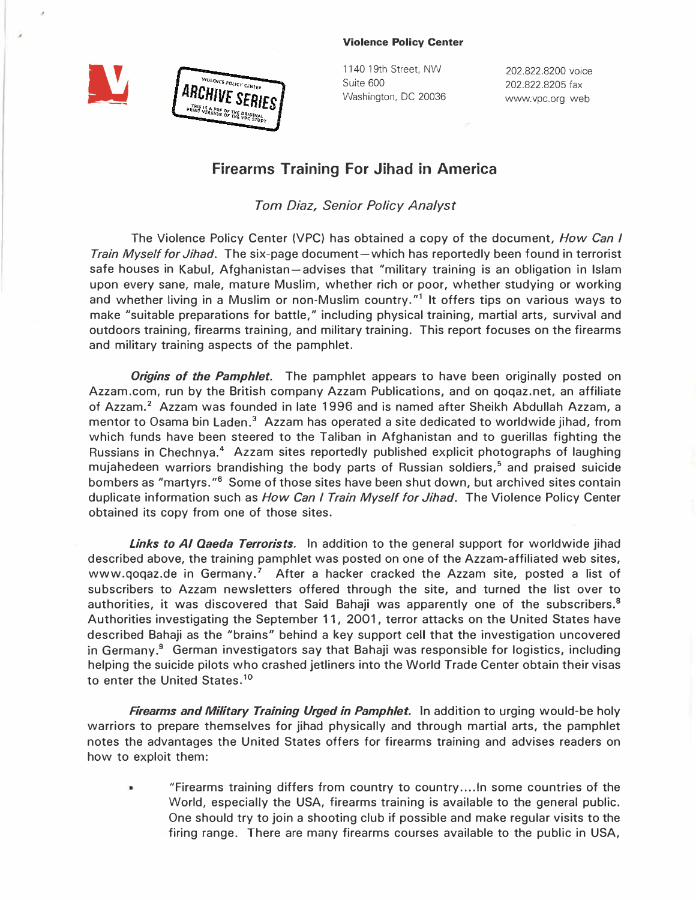**Violence Policy Center**

1140 19th Street, NW
Suite 600
Washington, DC 20036

202.822.8200 voice
202.822.8205 fax
www.vpc.org web

VIOLENCE POLICY CENTER
ARCHIVE SERIES
THIS IS A PDF OF THE ORIGINAL PRINT VERSION OF THE VPC STUDY

# Firearms Training For Jihad in America

*Tom Diaz, Senior Policy Analyst*

The Violence Policy Center (VPC) has obtained a copy of the document, *How Can I Train Myself for Jihad*. The six-page document—which has reportedly been found in terrorist safe houses in Kabul, Afghanistan—advises that "military training is an obligation in Islam upon every sane, male, mature Muslim, whether rich or poor, whether studying or working and whether living in a Muslim or non-Muslim country."[1] It offers tips on various ways to make "suitable preparations for battle," including physical training, martial arts, survival and outdoors training, firearms training, and military training. This report focuses on the firearms and military training aspects of the pamphlet.

***Origins of the Pamphlet.*** The pamphlet appears to have been originally posted on Azzam.com, run by the British company Azzam Publications, and on qoqaz.net, an affiliate of Azzam.[2] Azzam was founded in late 1996 and is named after Sheikh Abdullah Azzam, a mentor to Osama bin Laden.[3] Azzam has operated a site dedicated to worldwide jihad, from which funds have been steered to the Taliban in Afghanistan and to guerillas fighting the Russians in Chechnya.[4] Azzam sites reportedly published explicit photographs of laughing mujahedeen warriors brandishing the body parts of Russian soldiers,[5] and praised suicide bombers as "martyrs."[6] Some of those sites have been shut down, but archived sites contain duplicate information such as *How Can I Train Myself for Jihad*. The Violence Policy Center obtained its copy from one of those sites.

***Links to Al Qaeda Terrorists.*** In addition to the general support for worldwide jihad described above, the training pamphlet was posted on one of the Azzam-affiliated web sites, www.qoqaz.de in Germany.[7] After a hacker cracked the Azzam site, posted a list of subscribers to Azzam newsletters offered through the site, and turned the list over to authorities, it was discovered that Said Bahaji was apparently one of the subscribers.[8] Authorities investigating the September 11, 2001, terror attacks on the United States have described Bahaji as the "brains" behind a key support cell that the investigation uncovered in Germany.[9] German investigators say that Bahaji was responsible for logistics, including helping the suicide pilots who crashed jetliners into the World Trade Center obtain their visas to enter the United States.[10]

***Firearms and Military Training Urged in Pamphlet.*** In addition to urging would-be holy warriors to prepare themselves for jihad physically and through martial arts, the pamphlet notes the advantages the United States offers for firearms training and advises readers on how to exploit them:

- "Firearms training differs from country to country....In some countries of the World, especially the USA, firearms training is available to the general public. One should try to join a shooting club if possible and make regular visits to the firing range. There are many firearms courses available to the public in USA,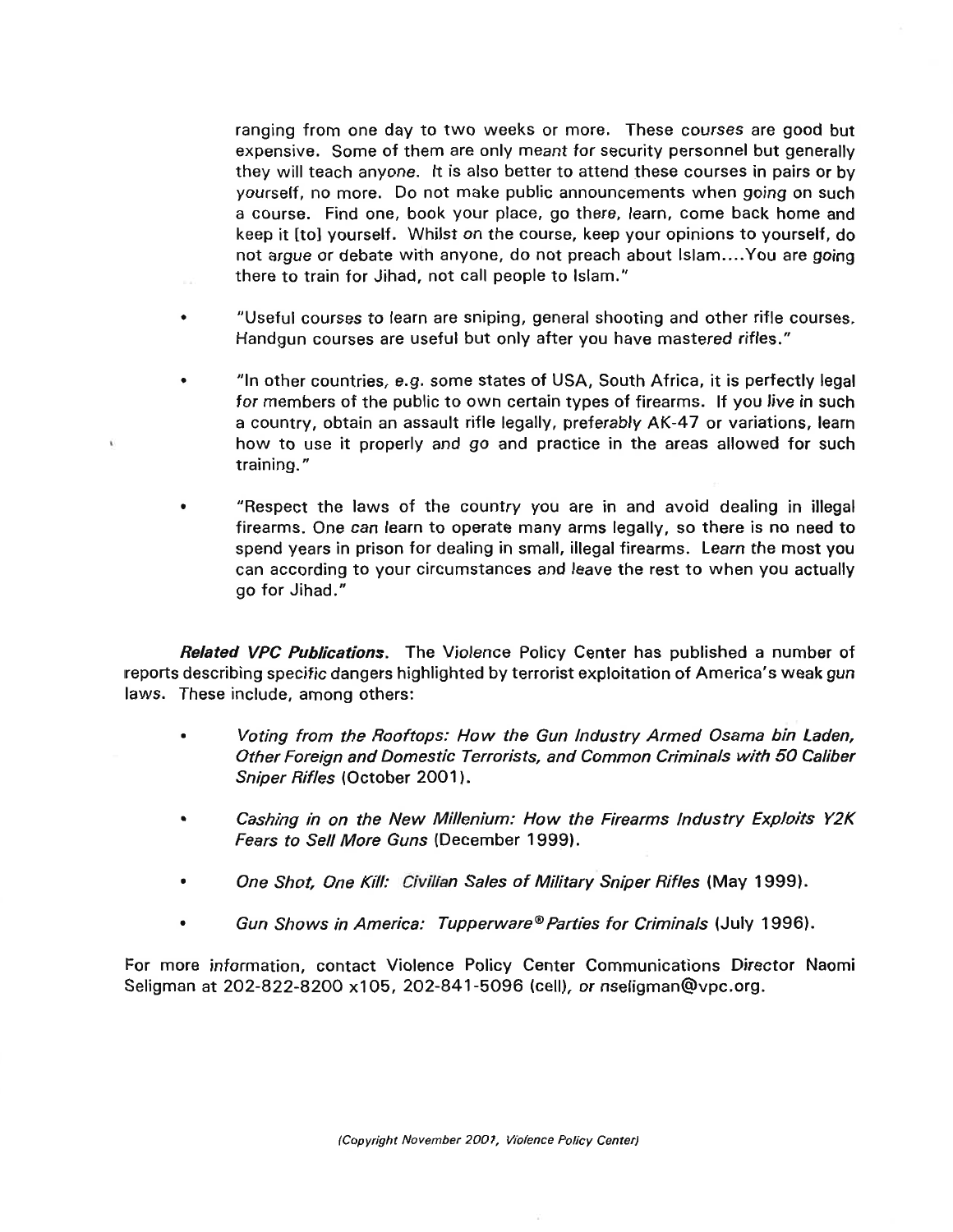ranging from one day to two weeks or more. These courses are good but expensive. Some of them are only meant for security personnel but generally they will teach anyone. It is also better to attend these courses in pairs or by yourself, no more. Do not make public announcements when going on such a course. Find one, book your place, go there, learn, come back home and keep it [to] yourself. Whilst on the course, keep your opinions to yourself, do not argue or debate with anyone, do not preach about Islam....You are going there to train for Jihad, not call people to Islam."

- "Useful courses to learn are sniping, general shooting and other rifle courses. Handgun courses are useful but only after you have mastered rifles."

- "In other countries, e.g. some states of USA, South Africa, it is perfectly legal for members of the public to own certain types of firearms. If you live in such a country, obtain an assault rifle legally, preferably AK-47 or variations, learn how to use it properly and go and practice in the areas allowed for such training."

- "Respect the laws of the country you are in and avoid dealing in illegal firearms. One can learn to operate many arms legally, so there is no need to spend years in prison for dealing in small, illegal firearms. Learn the most you can according to your circumstances and leave the rest to when you actually go for Jihad."

***Related VPC Publications***. The Violence Policy Center has published a number of reports describing specific dangers highlighted by terrorist exploitation of America's weak gun laws. These include, among others:

- *Voting from the Rooftops: How the Gun Industry Armed Osama bin Laden, Other Foreign and Domestic Terrorists, and Common Criminals with 50 Caliber Sniper Rifles* (October 2001).

- *Cashing in on the New Millenium: How the Firearms Industry Exploits Y2K Fears to Sell More Guns* (December 1999).

- *One Shot, One Kill: Civilian Sales of Military Sniper Rifles* (May 1999).

- *Gun Shows in America: Tupperware® Parties for Criminals* (July 1996).

For more information, contact Violence Policy Center Communications Director Naomi Seligman at 202-822-8200 x105, 202-841-5096 (cell), or nseligman@vpc.org.

*(Copyright November 2001, Violence Policy Center)*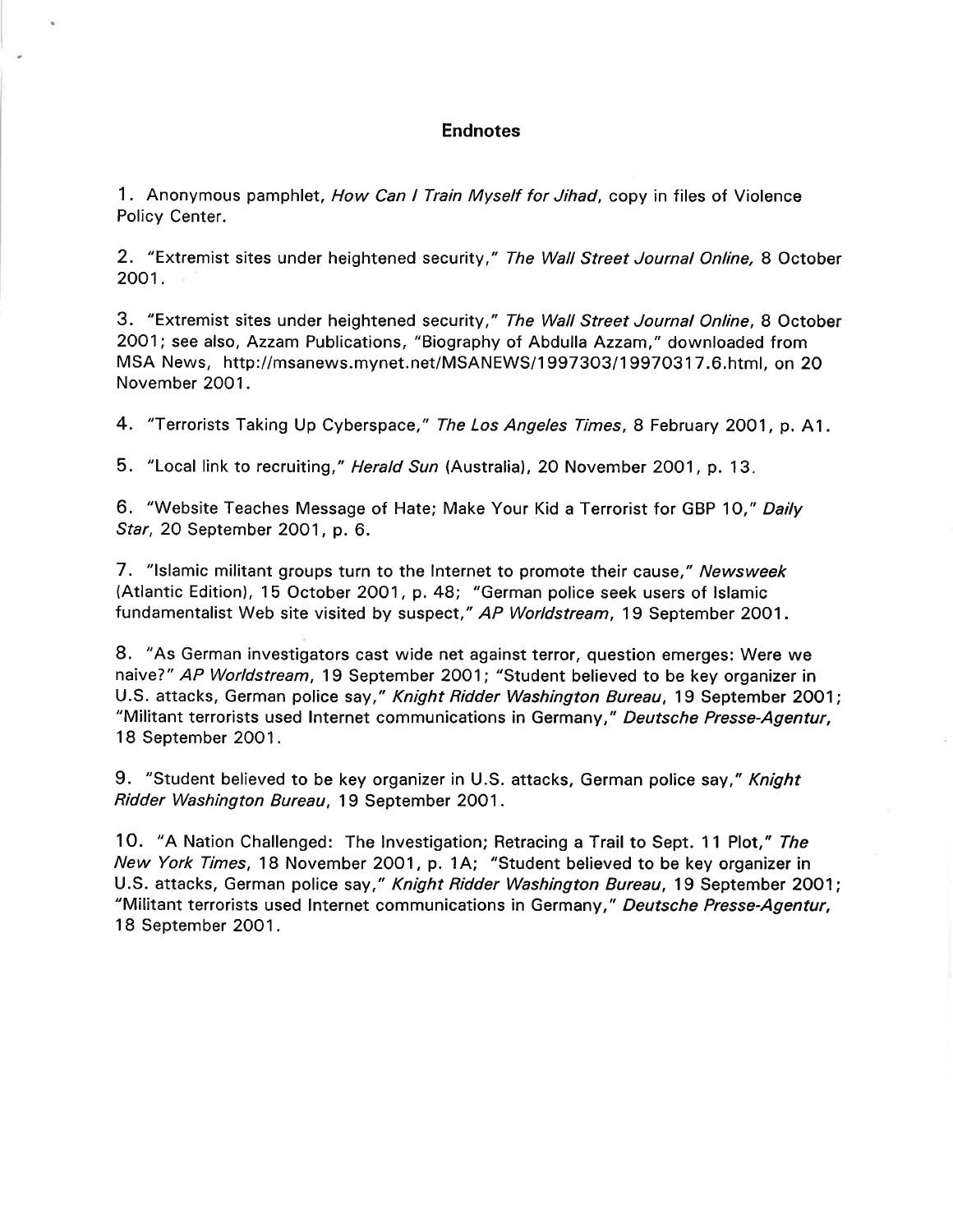## Endnotes

1. Anonymous pamphlet, *How Can I Train Myself for Jihad*, copy in files of Violence Policy Center.

2. "Extremist sites under heightened security," *The Wall Street Journal Online*, 8 October 2001.

3. "Extremist sites under heightened security," *The Wall Street Journal Online*, 8 October 2001; see also, Azzam Publications, "Biography of Abdulla Azzam," downloaded from MSA News, http://msanews.mynet.net/MSANEWS/1997303/19970317.6.html, on 20 November 2001.

4. "Terrorists Taking Up Cyberspace," *The Los Angeles Times*, 8 February 2001, p. A1.

5. "Local link to recruiting," *Herald Sun* (Australia), 20 November 2001, p. 13.

6. "Website Teaches Message of Hate; Make Your Kid a Terrorist for GBP 10," *Daily Star*, 20 September 2001, p. 6.

7. "Islamic militant groups turn to the Internet to promote their cause," *Newsweek* (Atlantic Edition), 15 October 2001, p. 48; "German police seek users of Islamic fundamentalist Web site visited by suspect," *AP Worldstream*, 19 September 2001.

8. "As German investigators cast wide net against terror, question emerges: Were we naive?" *AP Worldstream*, 19 September 2001; "Student believed to be key organizer in U.S. attacks, German police say," *Knight Ridder Washington Bureau*, 19 September 2001; "Militant terrorists used Internet communications in Germany," *Deutsche Presse-Agentur*, 18 September 2001.

9. "Student believed to be key organizer in U.S. attacks, German police say," *Knight Ridder Washington Bureau*, 19 September 2001.

10. "A Nation Challenged: The Investigation; Retracing a Trail to Sept. 11 Plot," *The New York Times*, 18 November 2001, p. 1A; "Student believed to be key organizer in U.S. attacks, German police say," *Knight Ridder Washington Bureau*, 19 September 2001; "Militant terrorists used Internet communications in Germany," *Deutsche Presse-Agentur*, 18 September 2001.